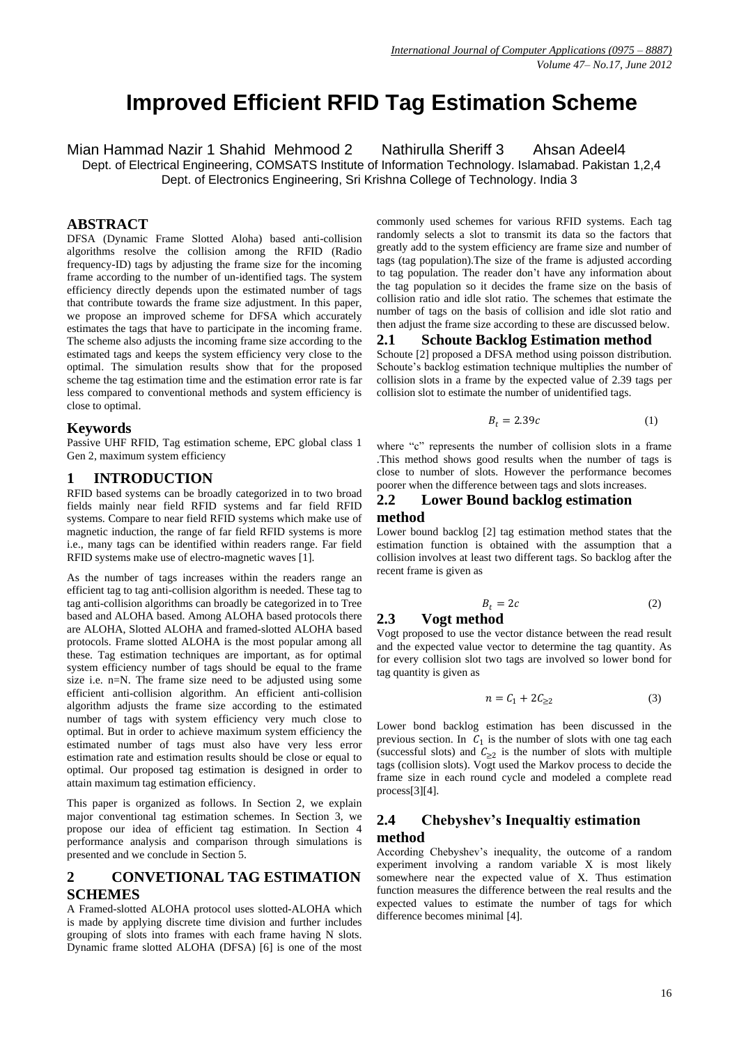# Improved Efficient RFID Tag Estimation Scheme

Mian Hammad Nazir 1 Shahid Mehmood 2 Nathirulla Sheriff 3 Ahsan Adeel4

Dept. of Electrical Engineering, COMSATS Institute of Information Technology. Islamabad. Pakistan 1,2,4

Dept. of Electronics Engineering, Sri Krishna College of Technology. India 3

## ABSTRACT

DFSA (Dynamic Frame Slotted Aloha) based anti-collision algorithms resolve the collision among the RFID (Radio frequency-ID) tags by adjusting the frame size for the incoming frame according to the number of un-identified tags. The system efficiency directly depends upon the estimated number of tags that contribute towards the frame size adjustment. In this paper, we propose an improved scheme for DFSA which accurately estimates the tags that have to participate in the incoming frame. The scheme also adjusts the incoming frame size according to the estimated tags and keeps the system efficiency very close to the optimal. The simulation results show that for the proposed scheme the tag estimation time and the estimation error rate is far less compared to conventional methods and system efficiency is close to optimal.

## Keywords

Passive UHF RFID, Tag estimation scheme, EPC global class 1 Gen 2, maximum system efficiency

## 1 INTRODUCTION

RFID based systems can be broadly categorized in to two broad fields mainly near field RFID systems and far field RFID systems. Compare to near field RFID systems which make use of magnetic induction, the range of far field RFID systems is more i.e., many tags can be identified within readers range. Far field RFID systems make use of electro-magnetic waves [1].

As the number of tags increases within the readers range an efficient tag to tag anti-collision algorithm is needed. These tag to tag anti-collision algorithms can broadly be categorized in to Tree based and ALOHA based. Among ALOHA based protocols there are ALOHA, Slotted ALOHA and framed-slotted ALOHA based protocols. Frame slotted ALOHA is the most popular among all these. Tag estimation techniques are important, as for optimal system efficiency number of tags should be equal to the frame size i.e. n=N. The frame size need to be adjusted using some efficient anti-collision algorithm. An efficient anti-collision algorithm adjusts the frame size according to the estimated number of tags with system efficiency very much close to optimal. But in order to achieve maximum system efficiency the estimated number of tags must also have very less error estimation rate and estimation results should be close or equal to optimal. Our proposed tag estimation is designed in order to attain maximum tag estimation efficiency.

This paper is organized as follows. In Section 2, we explain major conventional tag estimation schemes. In Section 3, we propose our idea of efficient tag estimation. In Section 4 performance analysis and comparison through simulations is presented and we conclude in Section 5.

## 2 CONVETIONAL TAG ESTIMATION SCHEMES

A Framed-slotted ALOHA protocol uses slotted-ALOHA which is made by applying discrete time division and further includes grouping of slots into frames with each frame having N slots. Dynamic frame slotted ALOHA (DFSA) [6] is one of the most commonly used schemes for various RFID systems. Each tag randomly selects a slot to transmit its data so the factors that greatly add to the system efficiency are frame size and number of tags (tag population).The size of the frame is adjusted according to tag population. The reader don't have any information about the tag population so it decides the frame size on the basis of collision ratio and idle slot ratio. The schemes that estimate the number of tags on the basis of collision and idle slot ratio and then adjust the frame size according to these are discussed below.

### 2.1 Schoute Backlog Estimation method

Schoute [2] proposed a DFSA method using poisson distribution. Schoute's backlog estimation technique multiplies the number of collision slots in a frame by the expected value of 2.39 tags per collision slot to estimate the number of unidentified tags.

$$B_t = 2.39c \tag{1}$$

where "c" represents the number of collision slots in a frame .This method shows good results when the number of tags is close to number of slots. However the performance becomes poorer when the difference between tags and slots increases.

### 2.2 Lower Bound backlog estimation method

Lower bound backlog [2] tag estimation method states that the estimation function is obtained with the assumption that a collision involves at least two different tags. So backlog after the recent frame is given as

$$B_t = 2c \tag{2}$$

### 2.3 Vogt method

Vogt proposed to use the vector distance between the read result and the expected value vector to determine the tag quantity. As for every collision slot two tags are involved so lower bond for tag quantity is given as

$$n = C_1 + 2C_{\geq 2} \tag{3}$$

Lower bond backlog estimation has been discussed in the previous section. In $C_1$ is the number of slots with one tag each (successful slots) and $C_{\geq 2}$ is the number of slots with multiple tags (collision slots). Vogt used the Markov process to decide the frame size in each round cycle and modeled a complete read process[3][4].

### 2.4 Chebyshev's Inequaltiy estimation method

According Chebyshev's inequality, the outcome of a random experiment involving a random variable X is most likely somewhere near the expected value of X. Thus estimation function measures the difference between the real results and the expected values to estimate the number of tags for which difference becomes minimal [4].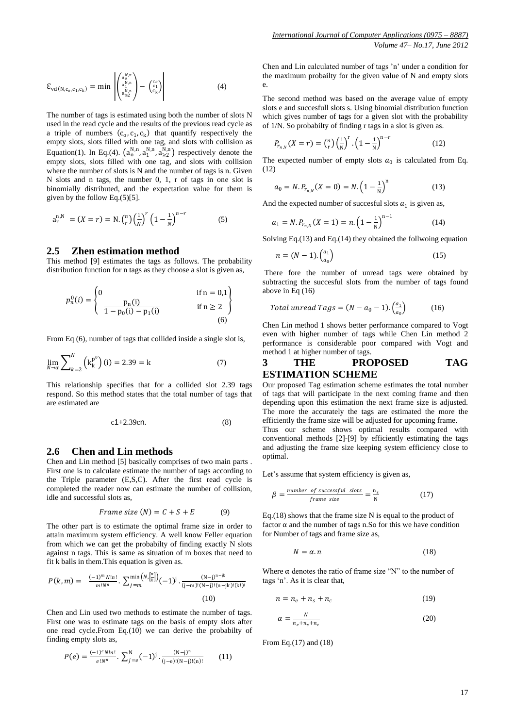$$\mathcal{E}_{vd(N,c_o,c_1,c_k)} = \min \left| \begin{pmatrix} a_o^{N,n} \\ a_1^{N,n} \\ a_{\geq 2}^{N,n} \end{pmatrix} - \begin{pmatrix} c_o \\ c_1 \\ c_k \end{pmatrix} \right| \qquad (4)$$

The number of tags is estimated using both the number of slots N used in the read cycle and the results of the previous read cycle as a triple of numbers $(c_o, c_1, c_k)$ that quantify respectively the empty slots, slots filled with one tag, and slots with collision as Equation(1). In Eq.(4). $(a_o^{N,n}, a_1^{N,n}, a_{\geq 2}^{N,n})$ respectively denote the empty slots, slots filled with one tag, and slots with collision where the number of slots is N and the number of tags is n. Given N slots and n tags, the number 0, 1, r of tags in one slot is binomially distributed, and the expectation value for them is given by the follow Eq.(5)[5].

$$a_r^{n,N} = (X = r) = N.\binom{n}{r}\left(\frac{1}{N}\right)^r\left(1-\frac{1}{N}\right)^{n-r} \qquad (5)$$

## 2.5 Zhen estimation method

This method [9] estimates the tags as follows. The probability distribution function for n tags as they choose a slot is given as,

$$p_n^0(i) = \begin{cases} 0 & \text{if } n = 0,1 \\ \dfrac{p_n(i)}{1 - p_0(i) - p_1(i)} & \text{if } n \geq 2 \end{cases} \qquad (6)$$

From Eq (6), number of tags that collided inside a single slot is,

$$\lim_{N \to \alpha} \sum_{k=2}^{N} \left(k_k^{p^0}\right)(i) = 2.39 = k \qquad (7)$$

This relationship specifies that for a collided slot 2.39 tags respond. So this method states that the total number of tags that are estimated are

$$c1+2.39cn. \qquad (8)$$

## 2.6 Chen and Lin methods

Chen and Lin method [5] basically comprises of two main parts . First one is to calculate estimate the number of tags according to the Triple parameter (E,S,C). After the first read cycle is completed the reader now can estimate the number of collision, idle and successful slots as,

$$Frame\ size\ (N) = C + S + E \qquad (9)$$

The other part is to estimate the optimal frame size in order to attain maximum system efficiency. A well know Feller equation from which we can get the probabilty of finding exactly N slots against n tags. This is same as situation of m boxes that need to fit k balls in them.This equation is given as.

$$P(k,m) = \frac{(-1)^m N!n!}{m!N^n} . \sum_{j=m}^{\min\left(N,\left[\frac{n}{k}\right]\right)} (-1)^j . \frac{(N-j)^{n-jk}}{(j-m)!(N-j)!(n-jk)!(k!)^j} \qquad (10)$$

Chen and Lin used two methods to estimate the number of tags. First one was to estimate tags on the basis of empty slots after one read cycle.From Eq.(10) we can derive the probabilty of finding empty slots as,

$$P(e) = \frac{(-1)^e N!n!}{e!N^n} . \sum_{j=e}^{N} (-1)^j . \frac{(N-j)^n}{(j-e)!(N-j)!(n)!} \qquad (11)$$

Chen and Lin calculated number of tags 'n' under a condition for the maximum probailty for the given value of N and empty slots e.

The second method was based on the average value of empty slots e and succesfull slots s. Using binomial distribution function which gives number of tags for a given slot with the probability of 1/N. So probabilty of finding r tags in a slot is given as.

$$P_{r_{n,N}}(X = r) = \binom{n}{r}\left(\frac{1}{N}\right)^r . \left(1 - \frac{1}{N}\right)^{n-r} \qquad (12)$$

The expected number of empty slots $a_0$ is calculated from Eq. (12)

$$a_0 = N.P_{r_{n,N}}(X = 0) = N.\left(1 - \frac{1}{N}\right)^n \qquad (13)$$

And the expected number of succesful slots $a_1$ is given as,

$$a_1 = N.P_{r_{n,N}}(X = 1) = n.\left(1 - \frac{1}{N}\right)^{n-1} \qquad (14)$$

Solving Eq.(13) and Eq.(14) they obtained the follwoing equation

$$n = (N - 1).\left(\frac{a_1}{a_0}\right) \qquad (15)$$

There fore the number of unread tags were obtained by subtracting the succesful slots from the number of tags found above in Eq (16)

$$Total\ unread\ Tags = (N - a_0 - 1).\left(\frac{a_1}{a_0}\right) \qquad (16)$$

Chen Lin method 1 shows better performance compared to Vogt even with higher number of tags while Chen Lin method 2 performance is considerable poor compared with Vogt and method 1 at higher number of tags.

# 3 THE PROPOSED TAG ESTIMATION SCHEME

Our proposed Tag estimation scheme estimates the total number of tags that will participate in the next coming frame and then depending upon this estimation the next frame size is adjusted. The more the accurately the tags are estimated the more the efficiently the frame size will be adjusted for upcoming frame.

Thus our scheme shows optimal results compared with conventional methods [2]-[9] by efficiently estimating the tags and adjusting the frame size keeping system efficiency close to optimal.

Let's assume that system efficiency is given as,

$$\beta = \frac{number\ \ of\ successful\ \ slots}{frame\ \ size} = \frac{n_s}{N} \qquad (17)$$

Eq.(18) shows that the frame size N is equal to the product of factor α and the number of tags n.So for this we have condition for Number of tags and frame size as,

$$N = \alpha . n \qquad (18)$$

Where α denotes the ratio of frame size "N" to the number of tags 'n'. As it is clear that,

$$n = n_e + n_s + n_c \qquad (19)$$

$$\alpha = \frac{N}{n_e + n_s + n_c} \qquad (20)$$

From Eq.(17) and (18)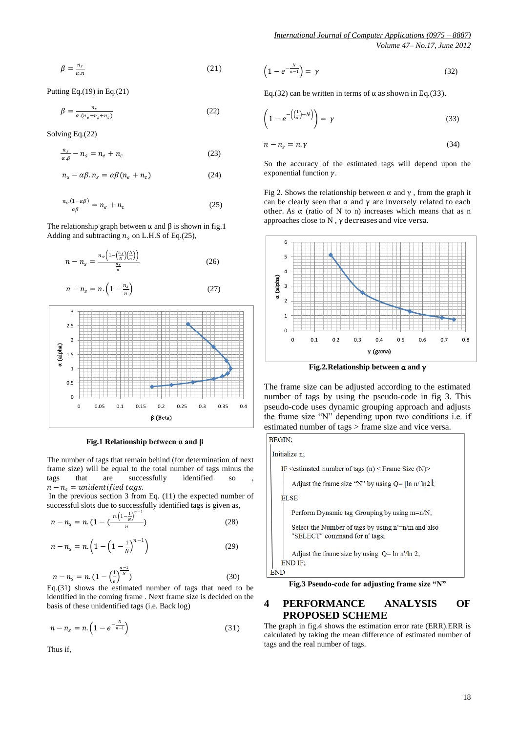$$\beta = \frac{n_s}{\alpha . n} \tag{21}$$

Putting Eq.(19) in Eq.(21)

$$\beta = \frac{n_s}{\alpha . (n_e + n_s + n_c)} \tag{22}$$

Solving Eq.(22)

$$\frac{n_s}{\alpha . \beta} - n_s = n_e + n_c \tag{23}$$

$$n_s - \alpha\beta . n_s = \alpha\beta (n_e + n_c) \tag{24}$$

$$\frac{n_s . (1 - \alpha\beta)}{\alpha\beta} = n_e + n_c \tag{25}$$

The relationship graph between α and β is shown in fig.1 Adding and subtracting $n_s$ on L.H.S of Eq.(25),

$$n - n_s = \frac{n_s . \left(1 - \left(\frac{n_s}{N}\right)\left(\frac{N}{n}\right)\right)}{\frac{n_s}{n}} \tag{26}$$

$$n - n_s = n . \left(1 - \frac{n_s}{n}\right) \tag{27}$$

**Fig.1 Relationship between α and β**

The number of tags that remain behind (for determination of next frame size) will be equal to the total number of tags minus the tags that are successfully identified so , $n - n_s = unidentified\ tags.$

In the previous section 3 from Eq. (11) the expected number of successful slots due to successfully identified tags is given as,

$$n - n_s = n . \left(1 - \left(\frac{n . \left(1 - \frac{1}{N}\right)^{n-1}}{n}\right)\right) \tag{28}$$

$$n - n_s = n . \left(1 - \left(1 - \frac{1}{N}\right)^{n-1}\right) \tag{29}$$

$$n - n_s = n . \left(1 - \left(\frac{1}{e}\right)^{\frac{n-1}{N}}\right) \tag{30}$$

Eq.(31) shows the estimated number of tags that need to be identified in the coming frame . Next frame size is decided on the basis of these unidentified tags (i.e. Back log)

$$n - n_s = n . \left(1 - e^{-\frac{N}{n-1}}\right) \tag{31}$$

Thus if,

$$\left(1 - e^{-\frac{N}{n-1}}\right) = \gamma \tag{32}$$

Eq.(32) can be written in terms of α as shown in Eq.(33).

$$\left(1 - e^{-\left(\left(\frac{1}{\alpha}\right) - N\right)}\right) = \gamma \tag{33}$$

$$n - n_s = n . \gamma \tag{34}$$

So the accuracy of the estimated tags will depend upon the exponential function $\gamma$.

Fig 2. Shows the relationship between α and γ , from the graph it can be clearly seen that α and γ are inversely related to each other. As α (ratio of N to n) increases which means that as n approaches close to N , γ decreases and vice versa.

**Fig.2.Relationship between α and γ**

The frame size can be adjusted according to the estimated number of tags by using the pseudo-code in fig 3. This pseudo-code uses dynamic grouping approach and adjusts the frame size "N" depending upon two conditions i.e. if estimated number of tags > frame size and vice versa.

```
BEGIN;
  Initialize n;
    IF <estimated number of tags (n) < Frame Size (N)>
      Adjust the frame size "N" by using Q= ⌈ln n/ ln2⌉;
    ELSE
      Perform Dynamic tag Grouping by using m=n/N;
      Select the Number of tags by using n'=n/m and also
      "SELECT" command for n' tags;
      Adjust the frame size by using  Q= ln n'/ln 2;
    END IF;
END
```

**Fig.3 Pseudo-code for adjusting frame size "N"**

## 4 PERFORMANCE ANALYSIS OF PROPOSED SCHEME

The graph in fig.4 shows the estimation error rate (ERR).ERR is calculated by taking the mean difference of estimated number of tags and the real number of tags.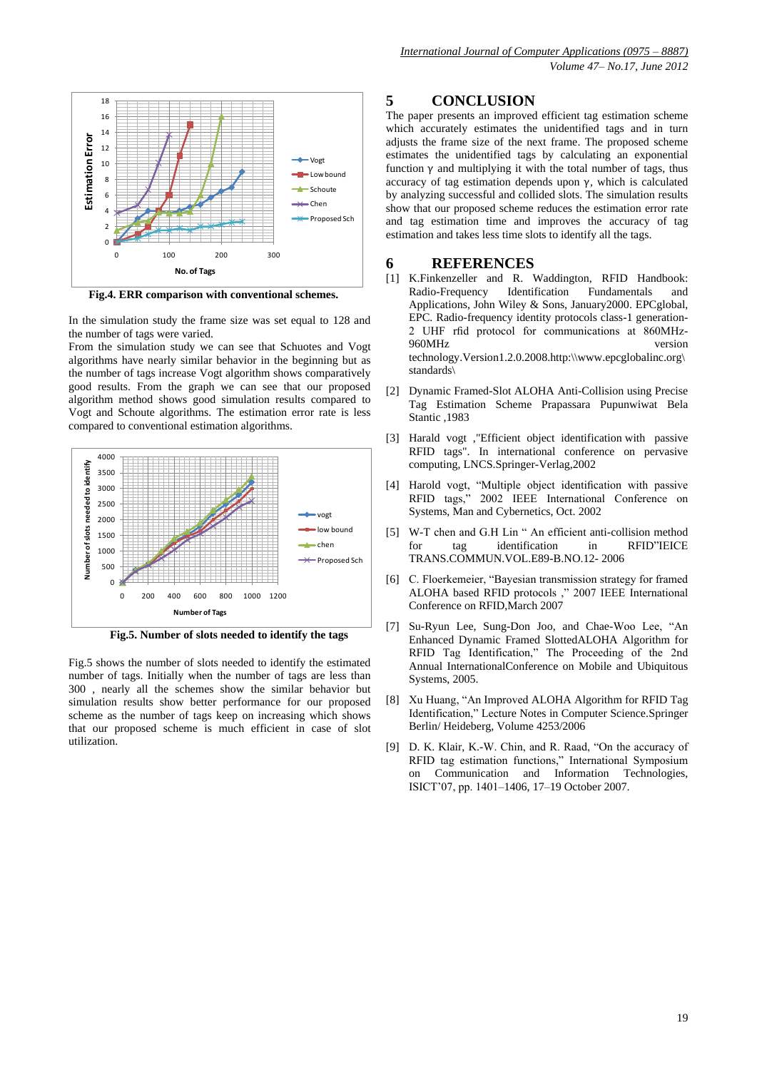18
16
14
12
10
8
6
4
2
0

Estimation Error

0
100
200
300

No. of Tags

Vogt
Low bound
Schoute
Chen
Proposed Sch

**Fig.4. ERR comparison with conventional schemes.**

In the simulation study the frame size was set equal to 128 and the number of tags were varied.

From the simulation study we can see that Schuotes and Vogt algorithms have nearly similar behavior in the beginning but as the number of tags increase Vogt algorithm shows comparatively good results. From the graph we can see that our proposed algorithm method shows good simulation results compared to Vogt and Schoute algorithms. The estimation error rate is less compared to conventional estimation algorithms.

4000
3500
3000
2500
2000
1500
1000
500
0

Number of slots needed to identify

0
200
400
600
800
1000
1200

Number of Tags

vogt
low bound
chen
Proposed Sch

**Fig.5. Number of slots needed to identify the tags**

Fig.5 shows the number of slots needed to identify the estimated number of tags. Initially when the number of tags are less than 300 , nearly all the schemes show the similar behavior but simulation results show better performance for our proposed scheme as the number of tags keep on increasing which shows that our proposed scheme is much efficient in case of slot utilization.

## 5 CONCLUSION

The paper presents an improved efficient tag estimation scheme which accurately estimates the unidentified tags and in turn adjusts the frame size of the next frame. The proposed scheme estimates the unidentified tags by calculating an exponential function $\gamma$ and multiplying it with the total number of tags, thus accuracy of tag estimation depends upon $\gamma$, which is calculated by analyzing successful and collided slots. The simulation results show that our proposed scheme reduces the estimation error rate and tag estimation time and improves the accuracy of tag estimation and takes less time slots to identify all the tags.

## 6 REFERENCES

[1] K.Finkenzeller and R. Waddington, RFID Handbook: Radio-Frequency Identification Fundamentals and Applications, John Wiley & Sons, January2000. EPCglobal, EPC. Radio-frequency identity protocols class-1 generation-2 UHF rfid protocol for communications at 860MHz-960MHz version technology.Version1.2.0.2008.http:\\www.epcglobalinc.org\standards\

[2] Dynamic Framed-Slot ALOHA Anti-Collision using Precise Tag Estimation Scheme Prapassara Pupunwiwat Bela Stantic ,1983

[3] Harald vogt ,"Efficient object identification with passive RFID tags". In international conference on pervasive computing, LNCS.Springer-Verlag,2002

[4] Harold vogt, “Multiple object identification with passive RFID tags,” 2002 IEEE International Conference on Systems, Man and Cybernetics, Oct. 2002

[5] W-T chen and G.H Lin “ An efficient anti-collision method for tag identification in RFID”IEICE TRANS.COMMUN.VOL.E89-B.NO.12- 2006

[6] C. Floerkemeier, “Bayesian transmission strategy for framed ALOHA based RFID protocols ,” 2007 IEEE International Conference on RFID,March 2007

[7] Su-Ryun Lee, Sung-Don Joo, and Chae-Woo Lee, “An Enhanced Dynamic Framed SlottedALOHA Algorithm for RFID Tag Identification,” The Proceeding of the 2nd Annual InternationalConference on Mobile and Ubiquitous Systems, 2005.

[8] Xu Huang, “An Improved ALOHA Algorithm for RFID Tag Identification,” Lecture Notes in Computer Science.Springer Berlin/ Heideberg, Volume 4253/2006

[9] D. K. Klair, K.-W. Chin, and R. Raad, “On the accuracy of RFID tag estimation functions,” International Symposium on Communication and Information Technologies, ISICT’07, pp. 1401–1406, 17–19 October 2007.